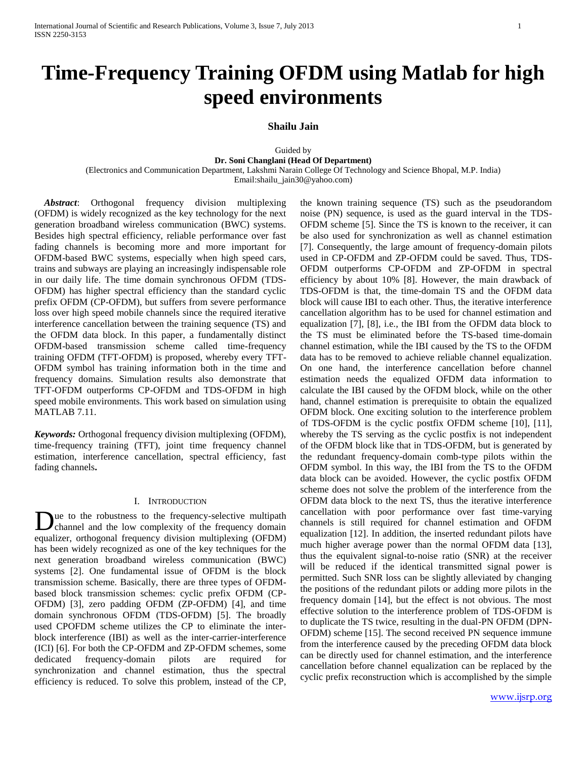# Time-Frequency Training OFDM using Matlab for high speed environments

**Shailu Jain**

Guided by
**Dr. Soni Changlani (Head Of Department)**
(Electronics and Communication Department, Lakshmi Narain College Of Technology and Science Bhopal, M.P. India)
Email:shailu_jain30@yahoo.com)

***Abstract***: Orthogonal frequency division multiplexing (OFDM) is widely recognized as the key technology for the next generation broadband wireless communication (BWC) systems. Besides high spectral efficiency, reliable performance over fast fading channels is becoming more and more important for OFDM-based BWC systems, especially when high speed cars, trains and subways are playing an increasingly indispensable role in our daily life. The time domain synchronous OFDM (TDS-OFDM) has higher spectral efficiency than the standard cyclic prefix OFDM (CP-OFDM), but suffers from severe performance loss over high speed mobile channels since the required iterative interference cancellation between the training sequence (TS) and the OFDM data block. In this paper, a fundamentally distinct OFDM-based transmission scheme called time-frequency training OFDM (TFT-OFDM) is proposed, whereby every TFT-OFDM symbol has training information both in the time and frequency domains. Simulation results also demonstrate that TFT-OFDM outperforms CP-OFDM and TDS-OFDM in high speed mobile environments. This work based on simulation using MATLAB 7.11.

***Keywords:*** Orthogonal frequency division multiplexing (OFDM), time-frequency training (TFT), joint time frequency channel estimation, interference cancellation, spectral efficiency, fast fading channels**.**

## I. Introduction

Due to the robustness to the frequency-selective multipath channel and the low complexity of the frequency domain equalizer, orthogonal frequency division multiplexing (OFDM) has been widely recognized as one of the key techniques for the next generation broadband wireless communication (BWC) systems [2]. One fundamental issue of OFDM is the block transmission scheme. Basically, there are three types of OFDM-based block transmission schemes: cyclic prefix OFDM (CP-OFDM) [3], zero padding OFDM (ZP-OFDM) [4], and time domain synchronous OFDM (TDS-OFDM) [5]. The broadly used CPOFDM scheme utilizes the CP to eliminate the inter-block interference (IBI) as well as the inter-carrier-interference (ICI) [6]. For both the CP-OFDM and ZP-OFDM schemes, some dedicated frequency-domain pilots are required for synchronization and channel estimation, thus the spectral efficiency is reduced. To solve this problem, instead of the CP, the known training sequence (TS) such as the pseudorandom noise (PN) sequence, is used as the guard interval in the TDS-OFDM scheme [5]. Since the TS is known to the receiver, it can be also used for synchronization as well as channel estimation [7]. Consequently, the large amount of frequency-domain pilots used in CP-OFDM and ZP-OFDM could be saved. Thus, TDS-OFDM outperforms CP-OFDM and ZP-OFDM in spectral efficiency by about 10% [8]. However, the main drawback of TDS-OFDM is that, the time-domain TS and the OFDM data block will cause IBI to each other. Thus, the iterative interference cancellation algorithm has to be used for channel estimation and equalization [7], [8], i.e., the IBI from the OFDM data block to the TS must be eliminated before the TS-based time-domain channel estimation, while the IBI caused by the TS to the OFDM data has to be removed to achieve reliable channel equalization. On one hand, the interference cancellation before channel estimation needs the equalized OFDM data information to calculate the IBI caused by the OFDM block, while on the other hand, channel estimation is prerequisite to obtain the equalized OFDM block. One exciting solution to the interference problem of TDS-OFDM is the cyclic postfix OFDM scheme [10], [11], whereby the TS serving as the cyclic postfix is not independent of the OFDM block like that in TDS-OFDM, but is generated by the redundant frequency-domain comb-type pilots within the OFDM symbol. In this way, the IBI from the TS to the OFDM data block can be avoided. However, the cyclic postfix OFDM scheme does not solve the problem of the interference from the OFDM data block to the next TS, thus the iterative interference cancellation with poor performance over fast time-varying channels is still required for channel estimation and OFDM equalization [12]. In addition, the inserted redundant pilots have much higher average power than the normal OFDM data [13], thus the equivalent signal-to-noise ratio (SNR) at the receiver will be reduced if the identical transmitted signal power is permitted. Such SNR loss can be slightly alleviated by changing the positions of the redundant pilots or adding more pilots in the frequency domain [14], but the effect is not obvious. The most effective solution to the interference problem of TDS-OFDM is to duplicate the TS twice, resulting in the dual-PN OFDM (DPN-OFDM) scheme [15]. The second received PN sequence immune from the interference caused by the preceding OFDM data block can be directly used for channel estimation, and the interference cancellation before channel equalization can be replaced by the cyclic prefix reconstruction which is accomplished by the simple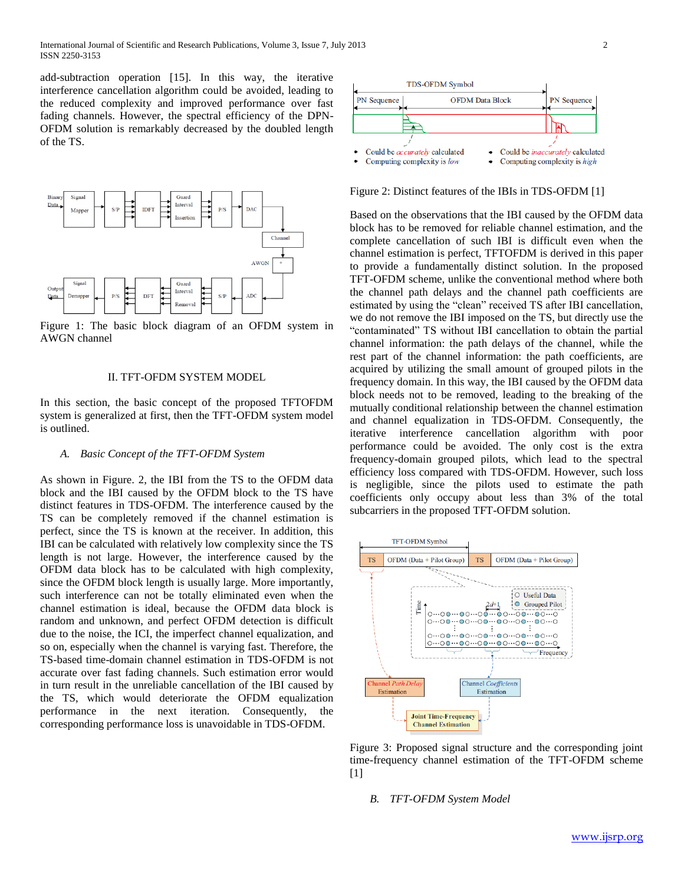add-subtraction operation [15]. In this way, the iterative interference cancellation algorithm could be avoided, leading to the reduced complexity and improved performance over fast fading channels. However, the spectral efficiency of the DPN-OFDM solution is remarkably decreased by the doubled length of the TS.

Figure 1: The basic block diagram of an OFDM system in AWGN channel

## II. TFT-OFDM SYSTEM MODEL

In this section, the basic concept of the proposed TFTOFDM system is generalized at first, then the TFT-OFDM system model is outlined.

### *A. Basic Concept of the TFT-OFDM System*

As shown in Figure. 2, the IBI from the TS to the OFDM data block and the IBI caused by the OFDM block to the TS have distinct features in TDS-OFDM. The interference caused by the TS can be completely removed if the channel estimation is perfect, since the TS is known at the receiver. In addition, this IBI can be calculated with relatively low complexity since the TS length is not large. However, the interference caused by the OFDM data block has to be calculated with high complexity, since the OFDM block length is usually large. More importantly, such interference can not be totally eliminated even when the channel estimation is ideal, because the OFDM data block is random and unknown, and perfect OFDM detection is difficult due to the noise, the ICI, the imperfect channel equalization, and so on, especially when the channel is varying fast. Therefore, the TS-based time-domain channel estimation in TDS-OFDM is not accurate over fast fading channels. Such estimation error would in turn result in the unreliable cancellation of the IBI caused by the TS, which would deteriorate the OFDM equalization performance in the next iteration. Consequently, the corresponding performance loss is unavoidable in TDS-OFDM.

Figure 2: Distinct features of the IBIs in TDS-OFDM [1]

Based on the observations that the IBI caused by the OFDM data block has to be removed for reliable channel estimation, and the complete cancellation of such IBI is difficult even when the channel estimation is perfect, TFTOFDM is derived in this paper to provide a fundamentally distinct solution. In the proposed TFT-OFDM scheme, unlike the conventional method where both the channel path delays and the channel path coefficients are estimated by using the "clean" received TS after IBI cancellation, we do not remove the IBI imposed on the TS, but directly use the "contaminated" TS without IBI cancellation to obtain the partial channel information: the path delays of the channel, while the rest part of the channel information: the path coefficients, are acquired by utilizing the small amount of grouped pilots in the frequency domain. In this way, the IBI caused by the OFDM data block needs not to be removed, leading to the breaking of the mutually conditional relationship between the channel estimation and channel equalization in TDS-OFDM. Consequently, the iterative interference cancellation algorithm with poor performance could be avoided. The only cost is the extra frequency-domain grouped pilots, which lead to the spectral efficiency loss compared with TDS-OFDM. However, such loss is negligible, since the pilots used to estimate the path coefficients only occupy about less than 3% of the total subcarriers in the proposed TFT-OFDM solution.

Figure 3: Proposed signal structure and the corresponding joint time-frequency channel estimation of the TFT-OFDM scheme [1]

### *B. TFT-OFDM System Model*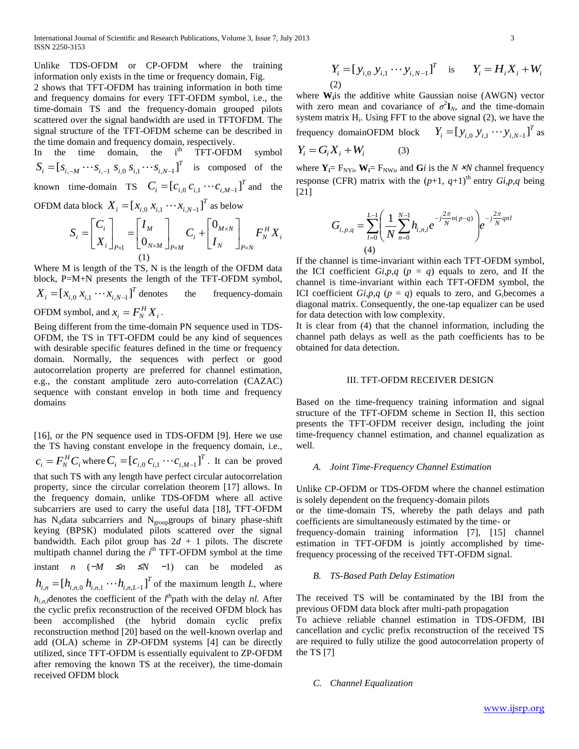Unlike TDS-OFDM or CP-OFDM where the training information only exists in the time or frequency domain, Fig. 2 shows that TFT-OFDM has training information in both time and frequency domains for every TFT-OFDM symbol, i.e., the time-domain TS and the frequency-domain grouped pilots scattered over the signal bandwidth are used in TFTOFDM. The signal structure of the TFT-OFDM scheme can be described in the time domain and frequency domain, respectively.

In the time domain, the i[th] TFT-OFDM symbol $S_i = [s_{i,-M} \cdots s_{i,-1}\ s_{i,0}\ s_{i,1} \cdots s_{i,N-1}]^T$ is composed of the known time-domain TS $C_i = [c_{i,0}\ c_{i,1} \cdots c_{i,M-1}]^T$ and the OFDM data block $X_i = [x_{i,0}\ x_{i,1} \cdots x_{i,N-1}]^T$ as below

$$S_i = \begin{bmatrix} C_i \\ X_i \end{bmatrix}_{P\times 1} = \begin{bmatrix} I_M \\ 0_{N\times M} \end{bmatrix}_{P\times M} C_i + \begin{bmatrix} 0_{M\times N} \\ I_N \end{bmatrix}_{P\times N} F_N^H X_i \tag{1}$$

Where M is length of the TS, N is the length of the OFDM data block, P=M+N presents the length of the TFT-OFDM symbol, $X_i = [x_{i,0}\ x_{i,1} \cdots x_{i,N-1}]^T$ denotes the frequency-domain OFDM symbol, and $x_i = F_N^H X_i$.

Being different from the time-domain PN sequence used in TDS-OFDM, the TS in TFT-OFDM could be any kind of sequences with desirable specific features defined in the time or frequency domain. Normally, the sequences with perfect or good autocorrelation property are preferred for channel estimation, e.g., the constant amplitude zero auto-correlation (CAZAC) sequence with constant envelop in both time and frequency domains

[16], or the PN sequence used in TDS-OFDM [9]. Here we use the TS having constant envelope in the frequency domain, i.e., $c_i = F_N^H C_i$ where $C_i = [c_{i,0}\ c_{i,1} \cdots c_{i,M-1}]^T$. It can be proved that such TS with any length have perfect circular autocorrelation property, since the circular correlation theorem [17] allows. In the frequency domain, unlike TDS-OFDM where all active subcarriers are used to carry the useful data [18], TFT-OFDM has $N_d$data subcarriers and $N_{group}$groups of binary phase-shift keying (BPSK) modulated pilots scattered over the signal bandwidth. Each pilot group has $2d + 1$ pilots. The discrete multipath channel during the $i^{th}$ TFT-OFDM symbol at the time instant $n$ ($-M \le n \le N - 1$) can be modeled as $h_{i,n} = [h_{i,n,0}\ h_{i,n,1} \cdots h_{i,n,L-1}]^T$ of the maximum length $L$, where $h_{i,n,l}$denotes the coefficient of the $l^{th}$path with the delay $nl$. After the cyclic prefix reconstruction of the received OFDM block has been accomplished (the hybrid domain cyclic prefix reconstruction method [20] based on the well-known overlap and add (OLA) scheme in ZP-OFDM systems [4] can be directly utilized, since TFT-OFDM is essentially equivalent to ZP-OFDM after removing the known TS at the receiver), the time-domain received OFDM block

$Y_i = [y_{i,0}\ y_{i,1} \cdots y_{i,N-1}]^T$ is $\quad Y_i = H_i X_i + W_i$ (2)

where $\mathbf{W}_i$is the additive white Gaussian noise (AWGN) vector with zero mean and covariance of $\sigma^2\mathbf{I}_N$, and the time-domain system matrix $H_i$. Using FFT to the above signal (2), we have the frequency domainOFDM block $Y_i = [y_{i,0}\ y_{i,1} \cdots y_{i,N-1}]^T$ as

$$Y_i = G_i X_i + W_i \tag{3}$$

where $\mathbf{Y}_i = F_{NYi}$, $\mathbf{W}_i = F_{NWi}$, and $\mathbf{G}i$ is the $N \times N$ channel frequency response (CFR) matrix with the $(p+1, q+1)^{th}$ entry $Gi,p,q$ being [21]

$$G_{i,p,q} = \sum_{l=0}^{L-1}\left(\frac{1}{N}\sum_{n=0}^{N-1} h_{i,n,l} e^{-j\frac{2\pi}{N}n(p-q)}\right) e^{-j\frac{2\pi}{N}qnl} \tag{4}$$

If the channel is time-invariant within each TFT-OFDM symbol, the ICI coefficient $Gi,p,q$ ($p = q$) equals to zero, and If the channel is time-invariant within each TFT-OFDM symbol, the ICI coefficient $Gi,p,q$ ($p = q$) equals to zero, and $G_i$becomes a diagonal matrix. Consequently, the one-tap equalizer can be used for data detection with low complexity.

It is clear from (4) that the channel information, including the channel path delays as well as the path coefficients has to be obtained for data detection.

## III. TFT-OFDM RECEIVER DESIGN

Based on the time-frequency training information and signal structure of the TFT-OFDM scheme in Section II, this section presents the TFT-OFDM receiver design, including the joint time-frequency channel estimation, and channel equalization as well.

### *A. Joint Time-Frequency Channel Estimation*

Unlike CP-OFDM or TDS-OFDM where the channel estimation is solely dependent on the frequency-domain pilots
or the time-domain TS, whereby the path delays and path coefficients are simultaneously estimated by the time- or
frequency-domain training information [7], [15] channel estimation in TFT-OFDM is jointly accomplished by time-frequency processing of the received TFT-OFDM signal.

### *B. TS-Based Path Delay Estimation*

The received TS will be contaminated by the IBI from the previous OFDM data block after multi-path propagation
To achieve reliable channel estimation in TDS-OFDM, IBI cancellation and cyclic prefix reconstruction of the received TS are required to fully utilize the good autocorrelation property of the TS [7]

### *C. Channel Equalization*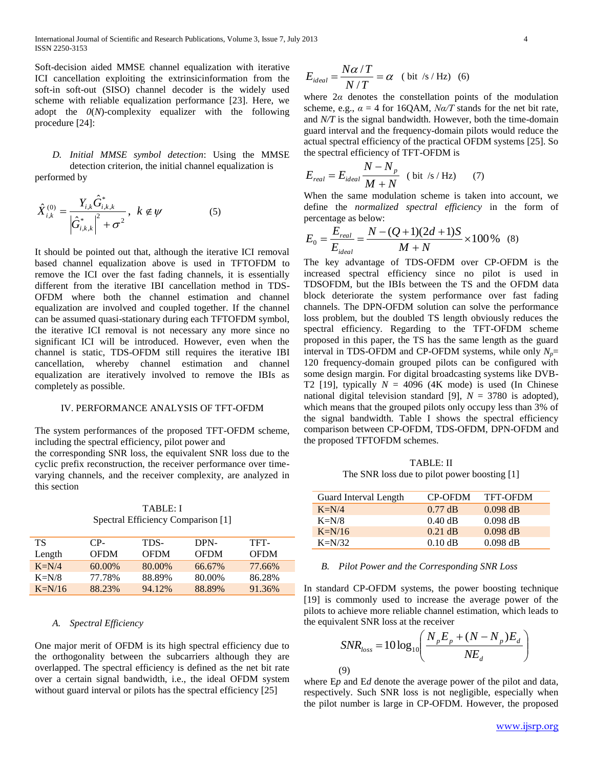Soft-decision aided MMSE channel equalization with iterative ICI cancellation exploiting the extrinsicinformation from the soft-in soft-out (SISO) channel decoder is the widely used scheme with reliable equalization performance [23]. Here, we adopt the $O(N)$-complexity equalizer with the following procedure [24]:

*D. Initial MMSE symbol detection*: Using the MMSE detection criterion, the initial channel equalization is performed by

$$\hat{X}_{i,k}^{(0)} = \frac{Y_{i,k}\hat{G}_{i,k,k}^{*}}{\left|\hat{G}_{i,k,k}^{*}\right|^{2} + \sigma^{2}}, \; k \notin \psi \qquad (5)$$

It should be pointed out that, although the iterative ICI removal based channel equalization above is used in TFTOFDM to remove the ICI over the fast fading channels, it is essentially different from the iterative IBI cancellation method in TDS-OFDM where both the channel estimation and channel equalization are involved and coupled together. If the channel can be assumed quasi-stationary during each TFTOFDM symbol, the iterative ICI removal is not necessary any more since no significant ICI will be introduced. However, even when the channel is static, TDS-OFDM still requires the iterative IBI cancellation, whereby channel estimation and channel equalization are iteratively involved to remove the IBIs as completely as possible.

## IV. PERFORMANCE ANALYSIS OF TFT-OFDM

The system performances of the proposed TFT-OFDM scheme, including the spectral efficiency, pilot power and the corresponding SNR loss, the equivalent SNR loss due to the cyclic prefix reconstruction, the receiver performance over time-varying channels, and the receiver complexity, are analyzed in this section

TABLE: I
Spectral Efficiency Comparison [1]

| TS Length | CP-OFDM | TDS-OFDM | DPN-OFDM | TFT-OFDM |
|---|---|---|---|---|
| K=N/4 | 60.00% | 80.00% | 66.67% | 77.66% |
| K=N/8 | 77.78% | 88.89% | 80.00% | 86.28% |
| K=N/16 | 88.23% | 94.12% | 88.89% | 91.36% |

### *A. Spectral Efficiency*

One major merit of OFDM is its high spectral efficiency due to the orthogonality between the subcarriers although they are overlapped. The spectral efficiency is defined as the net bit rate over a certain signal bandwidth, i.e., the ideal OFDM system without guard interval or pilots has the spectral efficiency [25]

$$E_{ideal} = \frac{N\alpha / T}{N/T} = \alpha \quad (\text{bit /s / Hz}) \quad (6)$$

where $2\alpha$ denotes the constellation points of the modulation scheme, e.g., $\alpha = 4$ for 16QAM, $N\alpha/T$ stands for the net bit rate, and $N/T$ is the signal bandwidth. However, both the time-domain guard interval and the frequency-domain pilots would reduce the actual spectral efficiency of the practical OFDM systems [25]. So the spectral efficiency of TFT-OFDM is

$$E_{real} = E_{ideal}\frac{N - N_p}{M + N} \quad (\text{bit /s / Hz}) \qquad (7)$$

When the same modulation scheme is taken into account, we define the *normalized spectral efficiency* in the form of percentage as below:

$$E_0 = \frac{E_{real}}{E_{ideal}} = \frac{N - (Q+1)(2d+1)S}{M+N} \times 100\% \quad (8)$$

The key advantage of TDS-OFDM over CP-OFDM is the increased spectral efficiency since no pilot is used in TDSOFDM, but the IBIs between the TS and the OFDM data block deteriorate the system performance over fast fading channels. The DPN-OFDM solution can solve the performance loss problem, but the doubled TS length obviously reduces the spectral efficiency. Regarding to the TFT-OFDM scheme proposed in this paper, the TS has the same length as the guard interval in TDS-OFDM and CP-OFDM systems, while only $N_p$= 120 frequency-domain grouped pilots can be configured with some design margin. For digital broadcasting systems like DVB-T2 [19], typically $N$ = 4096 (4K mode) is used (In Chinese national digital television standard [9], $N$ = 3780 is adopted), which means that the grouped pilots only occupy less than 3% of the signal bandwidth. Table I shows the spectral efficiency comparison between CP-OFDM, TDS-OFDM, DPN-OFDM and the proposed TFTOFDM schemes.

TABLE: II
The SNR loss due to pilot power boosting [1]

| Guard Interval Length | CP-OFDM | TFT-OFDM |
|---|---|---|
| K=N/4 | 0.77 dB | 0.098 dB |
| K=N/8 | 0.40 dB | 0.098 dB |
| K=N/16 | 0.21 dB | 0.098 dB |
| K=N/32 | 0.10 dB | 0.098 dB |

### *B. Pilot Power and the Corresponding SNR Loss*

In standard CP-OFDM systems, the power boosting technique [19] is commonly used to increase the average power of the pilots to achieve more reliable channel estimation, which leads to the equivalent SNR loss at the receiver

$$SNR_{loss} = 10\log_{10}\left(\frac{N_p E_p + (N - N_p)E_d}{NE_d}\right) \qquad (9)$$

where $E_p$ and $E_d$ denote the average power of the pilot and data, respectively. Such SNR loss is not negligible, especially when the pilot number is large in CP-OFDM. However, the proposed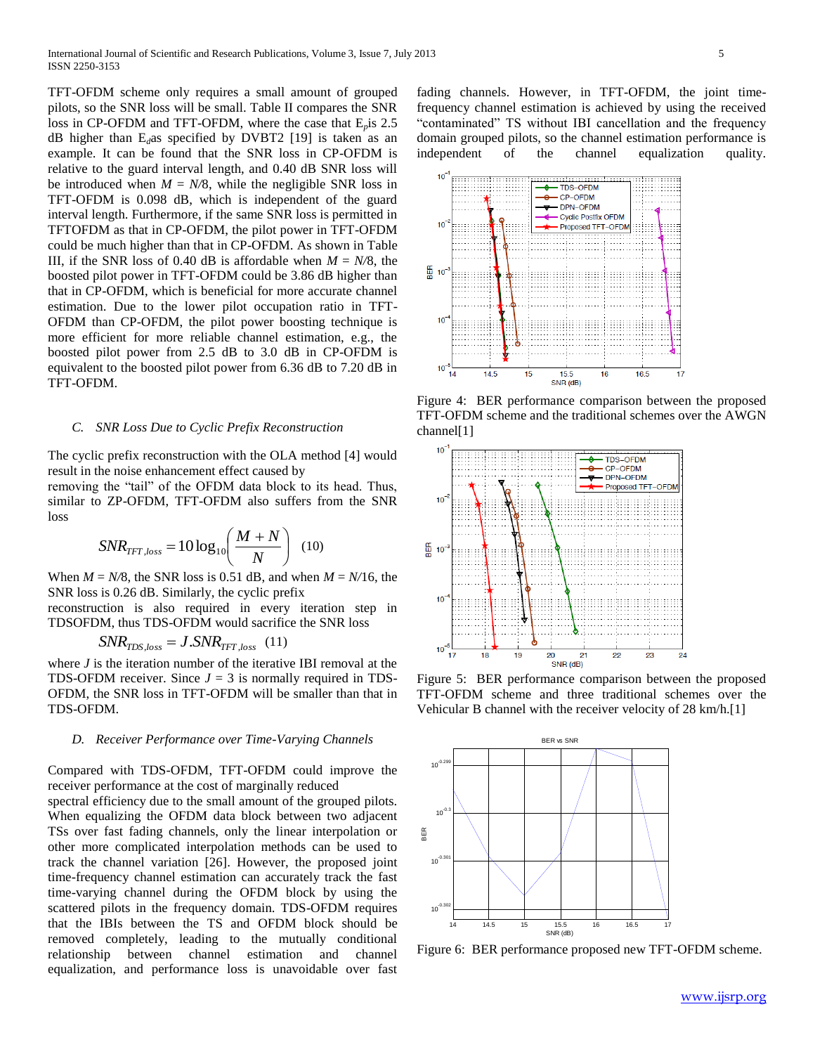TFT-OFDM scheme only requires a small amount of grouped pilots, so the SNR loss will be small. Table II compares the SNR loss in CP-OFDM and TFT-OFDM, where the case that $E_p$ is 2.5 dB higher than $E_d$ as specified by DVBT2 [19] is taken as an example. It can be found that the SNR loss in CP-OFDM is relative to the guard interval length, and 0.40 dB SNR loss will be introduced when $M = N/8$, while the negligible SNR loss in TFT-OFDM is 0.098 dB, which is independent of the guard interval length. Furthermore, if the same SNR loss is permitted in TFTOFDM as that in CP-OFDM, the pilot power in TFT-OFDM could be much higher than that in CP-OFDM. As shown in Table III, if the SNR loss of 0.40 dB is affordable when $M = N/8$, the boosted pilot power in TFT-OFDM could be 3.86 dB higher than that in CP-OFDM, which is beneficial for more accurate channel estimation. Due to the lower pilot occupation ratio in TFT-OFDM than CP-OFDM, the pilot power boosting technique is more efficient for more reliable channel estimation, e.g., the boosted pilot power from 2.5 dB to 3.0 dB in CP-OFDM is equivalent to the boosted pilot power from 6.36 dB to 7.20 dB in TFT-OFDM.

### *C. SNR Loss Due to Cyclic Prefix Reconstruction*

The cyclic prefix reconstruction with the OLA method [4] would result in the noise enhancement effect caused by removing the "tail" of the OFDM data block to its head. Thus, similar to ZP-OFDM, TFT-OFDM also suffers from the SNR loss

$$SNR_{TFT,loss} = 10\log_{10}\left(\frac{M+N}{N}\right) \quad (10)$$

When $M = N/8$, the SNR loss is 0.51 dB, and when $M = N/16$, the SNR loss is 0.26 dB. Similarly, the cyclic prefix reconstruction is also required in every iteration step in TDSOFDM, thus TDS-OFDM would sacrifice the SNR loss

$$SNR_{TDS,loss} = J.SNR_{TFT,loss} \quad (11)$$

where $J$ is the iteration number of the iterative IBI removal at the TDS-OFDM receiver. Since $J = 3$ is normally required in TDS-OFDM, the SNR loss in TFT-OFDM will be smaller than that in TDS-OFDM.

### *D. Receiver Performance over Time-Varying Channels*

Compared with TDS-OFDM, TFT-OFDM could improve the receiver performance at the cost of marginally reduced spectral efficiency due to the small amount of the grouped pilots. When equalizing the OFDM data block between two adjacent TSs over fast fading channels, only the linear interpolation or other more complicated interpolation methods can be used to track the channel variation [26]. However, the proposed joint time-frequency channel estimation can accurately track the fast time-varying channel during the OFDM block by using the scattered pilots in the frequency domain. TDS-OFDM requires that the IBIs between the TS and OFDM block should be removed completely, leading to the mutually conditional relationship between channel estimation and channel equalization, and performance loss is unavoidable over fast fading channels. However, in TFT-OFDM, the joint time-frequency channel estimation is achieved by using the received "contaminated" TS without IBI cancellation and the frequency domain grouped pilots, so the channel estimation performance is independent of the channel equalization quality.

Figure 4: BER performance comparison between the proposed TFT-OFDM scheme and the traditional schemes over the AWGN channel[1]

Figure 5: BER performance comparison between the proposed TFT-OFDM scheme and three traditional schemes over the Vehicular B channel with the receiver velocity of 28 km/h.[1]

Figure 6: BER performance proposed new TFT-OFDM scheme.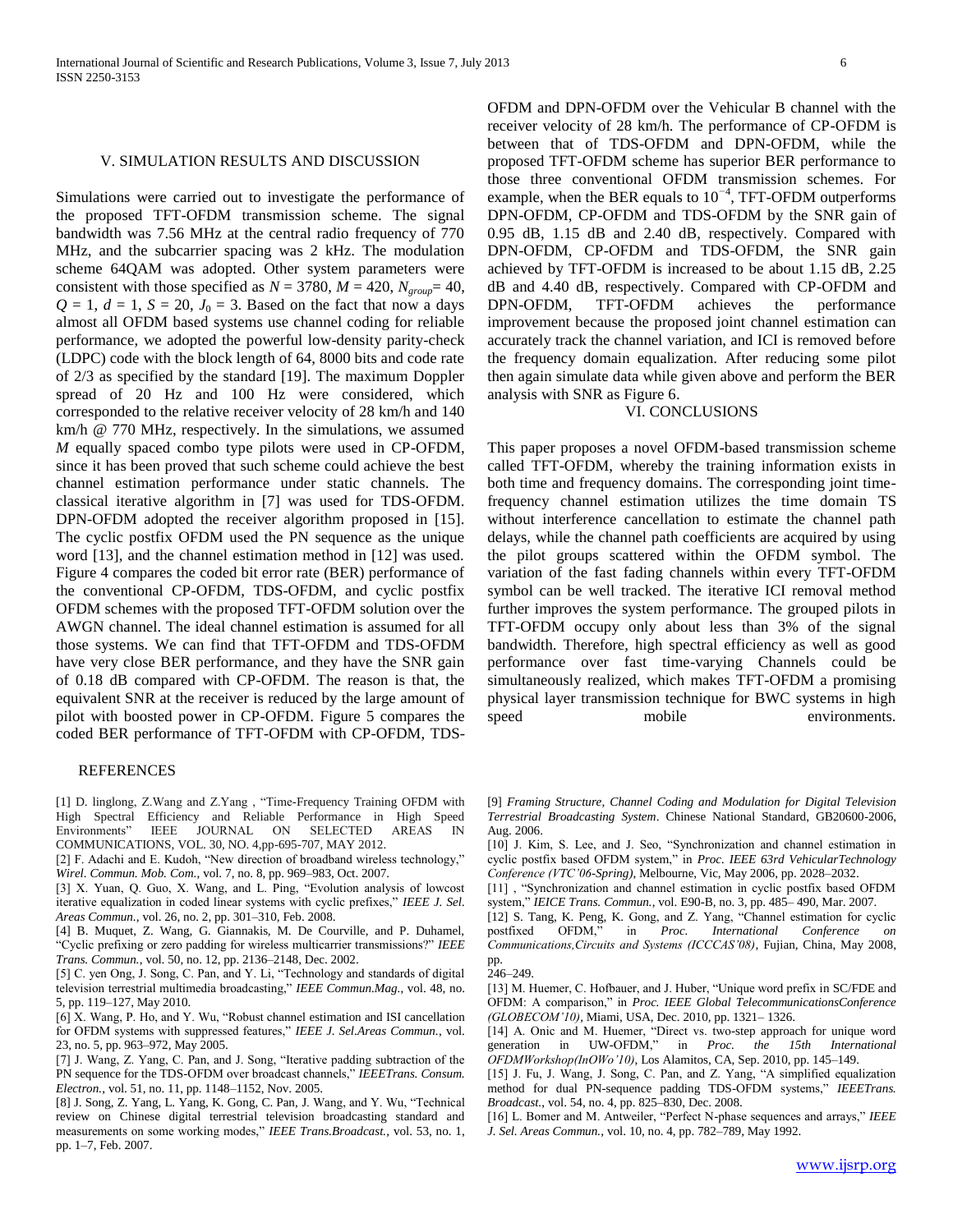## V. SIMULATION RESULTS AND DISCUSSION

Simulations were carried out to investigate the performance of the proposed TFT-OFDM transmission scheme. The signal bandwidth was 7.56 MHz at the central radio frequency of 770 MHz, and the subcarrier spacing was 2 kHz. The modulation scheme 64QAM was adopted. Other system parameters were consistent with those specified as $N = 3780$, $M = 420$, $N_{group} = 40$, $Q = 1$, $d = 1$, $S = 20$, $J_0 = 3$. Based on the fact that now a days almost all OFDM based systems use channel coding for reliable performance, we adopted the powerful low-density parity-check (LDPC) code with the block length of 64, 8000 bits and code rate of 2/3 as specified by the standard [19]. The maximum Doppler spread of 20 Hz and 100 Hz were considered, which corresponded to the relative receiver velocity of 28 km/h and 140 km/h @ 770 MHz, respectively. In the simulations, we assumed $M$ equally spaced combo type pilots were used in CP-OFDM, since it has been proved that such scheme could achieve the best channel estimation performance under static channels. The classical iterative algorithm in [7] was used for TDS-OFDM. DPN-OFDM adopted the receiver algorithm proposed in [15]. The cyclic postfix OFDM used the PN sequence as the unique word [13], and the channel estimation method in [12] was used. Figure 4 compares the coded bit error rate (BER) performance of the conventional CP-OFDM, TDS-OFDM, and cyclic postfix OFDM schemes with the proposed TFT-OFDM solution over the AWGN channel. The ideal channel estimation is assumed for all those systems. We can find that TFT-OFDM and TDS-OFDM have very close BER performance, and they have the SNR gain of 0.18 dB compared with CP-OFDM. The reason is that, the equivalent SNR at the receiver is reduced by the large amount of pilot with boosted power in CP-OFDM. Figure 5 compares the coded BER performance of TFT-OFDM with CP-OFDM, TDS-OFDM and DPN-OFDM over the Vehicular B channel with the receiver velocity of 28 km/h. The performance of CP-OFDM is between that of TDS-OFDM and DPN-OFDM, while the proposed TFT-OFDM scheme has superior BER performance to those three conventional OFDM transmission schemes. For example, when the BER equals to $10^{-4}$, TFT-OFDM outperforms DPN-OFDM, CP-OFDM and TDS-OFDM by the SNR gain of 0.95 dB, 1.15 dB and 2.40 dB, respectively. Compared with DPN-OFDM, CP-OFDM and TDS-OFDM, the SNR gain achieved by TFT-OFDM is increased to be about 1.15 dB, 2.25 dB and 4.40 dB, respectively. Compared with CP-OFDM and DPN-OFDM, TFT-OFDM achieves the performance improvement because the proposed joint channel estimation can accurately track the channel variation, and ICI is removed before the frequency domain equalization. After reducing some pilot then again simulate data while given above and perform the BER analysis with SNR as Figure 6.

## VI. CONCLUSIONS

This paper proposes a novel OFDM-based transmission scheme called TFT-OFDM, whereby the training information exists in both time and frequency domains. The corresponding joint time-frequency channel estimation utilizes the time domain TS without interference cancellation to estimate the channel path delays, while the channel path coefficients are acquired by using the pilot groups scattered within the OFDM symbol. The variation of the fast fading channels within every TFT-OFDM symbol can be well tracked. The iterative ICI removal method further improves the system performance. The grouped pilots in TFT-OFDM occupy only about less than 3% of the signal bandwidth. Therefore, high spectral efficiency as well as good performance over fast time-varying Channels could be simultaneously realized, which makes TFT-OFDM a promising physical layer transmission technique for BWC systems in high speed mobile environments.

## REFERENCES

[1] D. linglong, Z.Wang and Z.Yang , "Time-Frequency Training OFDM with High Spectral Efficiency and Reliable Performance in High Speed Environments" IEEE JOURNAL ON SELECTED AREAS IN COMMUNICATIONS, VOL. 30, NO. 4,pp-695-707, MAY 2012.

[2] F. Adachi and E. Kudoh, "New direction of broadband wireless technology," *Wirel. Commun. Mob. Com.*, vol. 7, no. 8, pp. 969–983, Oct. 2007.

[3] X. Yuan, Q. Guo, X. Wang, and L. Ping, "Evolution analysis of lowcost iterative equalization in coded linear systems with cyclic prefixes," *IEEE J. Sel. Areas Commun.*, vol. 26, no. 2, pp. 301–310, Feb. 2008.

[4] B. Muquet, Z. Wang, G. Giannakis, M. De Courville, and P. Duhamel, "Cyclic prefixing or zero padding for wireless multicarrier transmissions?" *IEEE Trans. Commun.*, vol. 50, no. 12, pp. 2136–2148, Dec. 2002.

[5] C. yen Ong, J. Song, C. Pan, and Y. Li, "Technology and standards of digital television terrestrial multimedia broadcasting," *IEEE Commun.Mag.*, vol. 48, no. 5, pp. 119–127, May 2010.

[6] X. Wang, P. Ho, and Y. Wu, "Robust channel estimation and ISI cancellation for OFDM systems with suppressed features," *IEEE J. Sel.Areas Commun.*, vol. 23, no. 5, pp. 963–972, May 2005.

[7] J. Wang, Z. Yang, C. Pan, and J. Song, "Iterative padding subtraction of the PN sequence for the TDS-OFDM over broadcast channels," *IEEETrans. Consum. Electron.*, vol. 51, no. 11, pp. 1148–1152, Nov. 2005.

[8] J. Song, Z. Yang, L. Yang, K. Gong, C. Pan, J. Wang, and Y. Wu, "Technical review on Chinese digital terrestrial television broadcasting standard and measurements on some working modes," *IEEE Trans.Broadcast.*, vol. 53, no. 1, pp. 1–7, Feb. 2007.

[9] *Framing Structure, Channel Coding and Modulation for Digital Television Terrestrial Broadcasting System*. Chinese National Standard, GB20600-2006, Aug. 2006.

[10] J. Kim, S. Lee, and J. Seo, "Synchronization and channel estimation in cyclic postfix based OFDM system," in *Proc. IEEE 63rd VehicularTechnology Conference (VTC'06-Spring)*, Melbourne, Vic, May 2006, pp. 2028–2032.

[11] , "Synchronization and channel estimation in cyclic postfix based OFDM system," *IEICE Trans. Commun.*, vol. E90-B, no. 3, pp. 485– 490, Mar. 2007.

[12] S. Tang, K. Peng, K. Gong, and Z. Yang, "Channel estimation for cyclic postfixed OFDM," in *Proc. International Conference on Communications,Circuits and Systems (ICCCAS'08)*, Fujian, China, May 2008, pp. 246–249.

[13] M. Huemer, C. Hofbauer, and J. Huber, "Unique word prefix in SC/FDE and OFDM: A comparison," in *Proc. IEEE Global TelecommunicationsConference (GLOBECOM'10)*, Miami, USA, Dec. 2010, pp. 1321– 1326.

[14] A. Onic and M. Huemer, "Direct vs. two-step approach for unique word generation in UW-OFDM," in *Proc. the 15th International OFDMWorkshop(InOWo'10)*, Los Alamitos, CA, Sep. 2010, pp. 145–149.

[15] J. Fu, J. Wang, J. Song, C. Pan, and Z. Yang, "A simplified equalization method for dual PN-sequence padding TDS-OFDM systems," *IEEETrans. Broadcast.*, vol. 54, no. 4, pp. 825–830, Dec. 2008.

[16] L. Bomer and M. Antweiler, "Perfect N-phase sequences and arrays," *IEEE J. Sel. Areas Commun.*, vol. 10, no. 4, pp. 782–789, May 1992.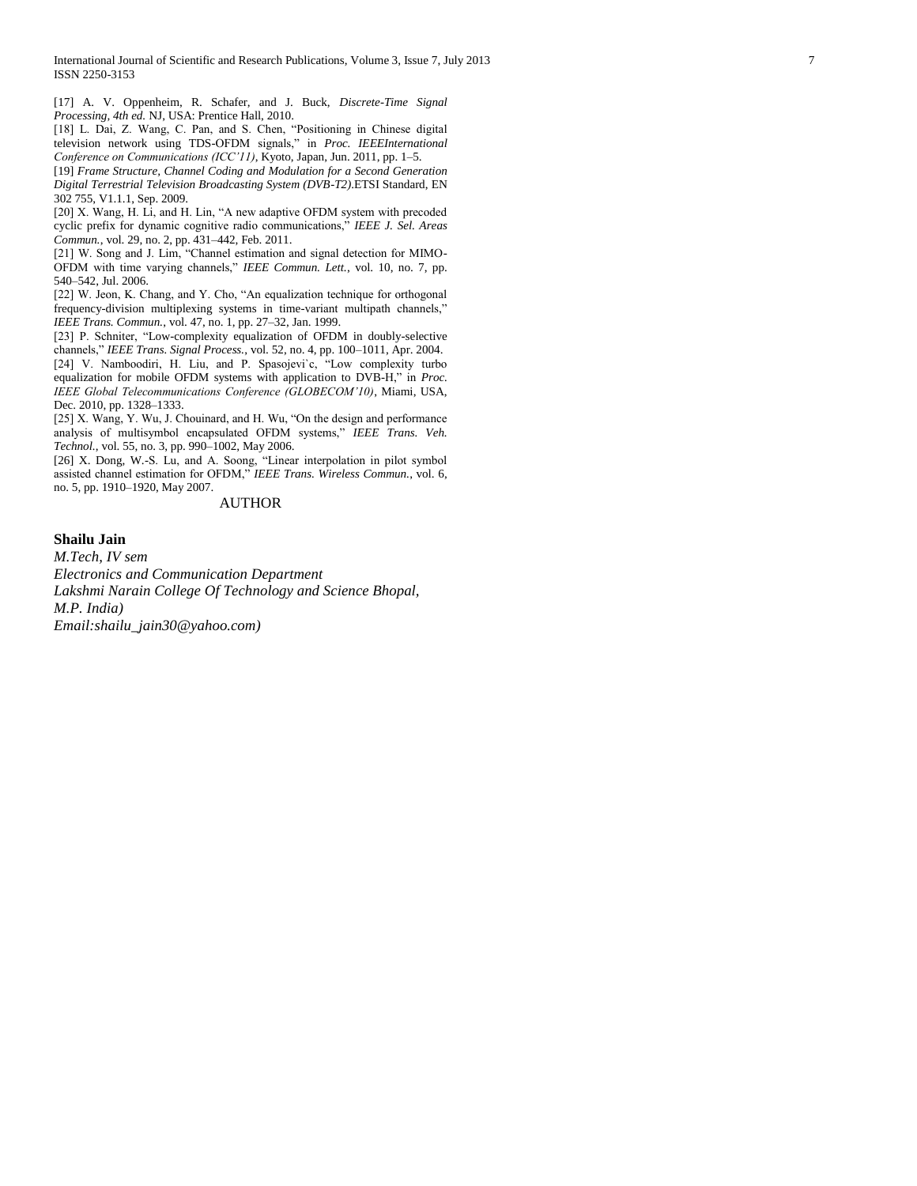[17] A. V. Oppenheim, R. Schafer, and J. Buck, *Discrete-Time Signal Processing, 4th ed.* NJ, USA: Prentice Hall, 2010.

[18] L. Dai, Z. Wang, C. Pan, and S. Chen, "Positioning in Chinese digital television network using TDS-OFDM signals," in *Proc. IEEEInternational Conference on Communications (ICC'11)*, Kyoto, Japan, Jun. 2011, pp. 1–5.

[19] *Frame Structure, Channel Coding and Modulation for a Second Generation Digital Terrestrial Television Broadcasting System (DVB-T2)*.ETSI Standard, EN 302 755, V1.1.1, Sep. 2009.

[20] X. Wang, H. Li, and H. Lin, "A new adaptive OFDM system with precoded cyclic prefix for dynamic cognitive radio communications," *IEEE J. Sel. Areas Commun.*, vol. 29, no. 2, pp. 431–442, Feb. 2011.

[21] W. Song and J. Lim, "Channel estimation and signal detection for MIMO-OFDM with time varying channels," *IEEE Commun. Lett.*, vol. 10, no. 7, pp. 540–542, Jul. 2006.

[22] W. Jeon, K. Chang, and Y. Cho, "An equalization technique for orthogonal frequency-division multiplexing systems in time-variant multipath channels," *IEEE Trans. Commun.*, vol. 47, no. 1, pp. 27–32, Jan. 1999.

[23] P. Schniter, "Low-complexity equalization of OFDM in doubly-selective channels," *IEEE Trans. Signal Process.*, vol. 52, no. 4, pp. 100–1011, Apr. 2004.

[24] V. Namboodiri, H. Liu, and P. Spasojevi`c, "Low complexity turbo equalization for mobile OFDM systems with application to DVB-H," in *Proc. IEEE Global Telecommunications Conference (GLOBECOM'10)*, Miami, USA, Dec. 2010, pp. 1328–1333.

[25] X. Wang, Y. Wu, J. Chouinard, and H. Wu, "On the design and performance analysis of multisymbol encapsulated OFDM systems," *IEEE Trans. Veh. Technol.*, vol. 55, no. 3, pp. 990–1002, May 2006.

[26] X. Dong, W.-S. Lu, and A. Soong, "Linear interpolation in pilot symbol assisted channel estimation for OFDM," *IEEE Trans. Wireless Commun.*, vol. 6, no. 5, pp. 1910–1920, May 2007.

## AUTHOR

**Shailu Jain**

*M.Tech, IV sem*
*Electronics and Communication Department*
*Lakshmi Narain College Of Technology and Science Bhopal, M.P. India)*
*Email:shailu_jain30@yahoo.com)*